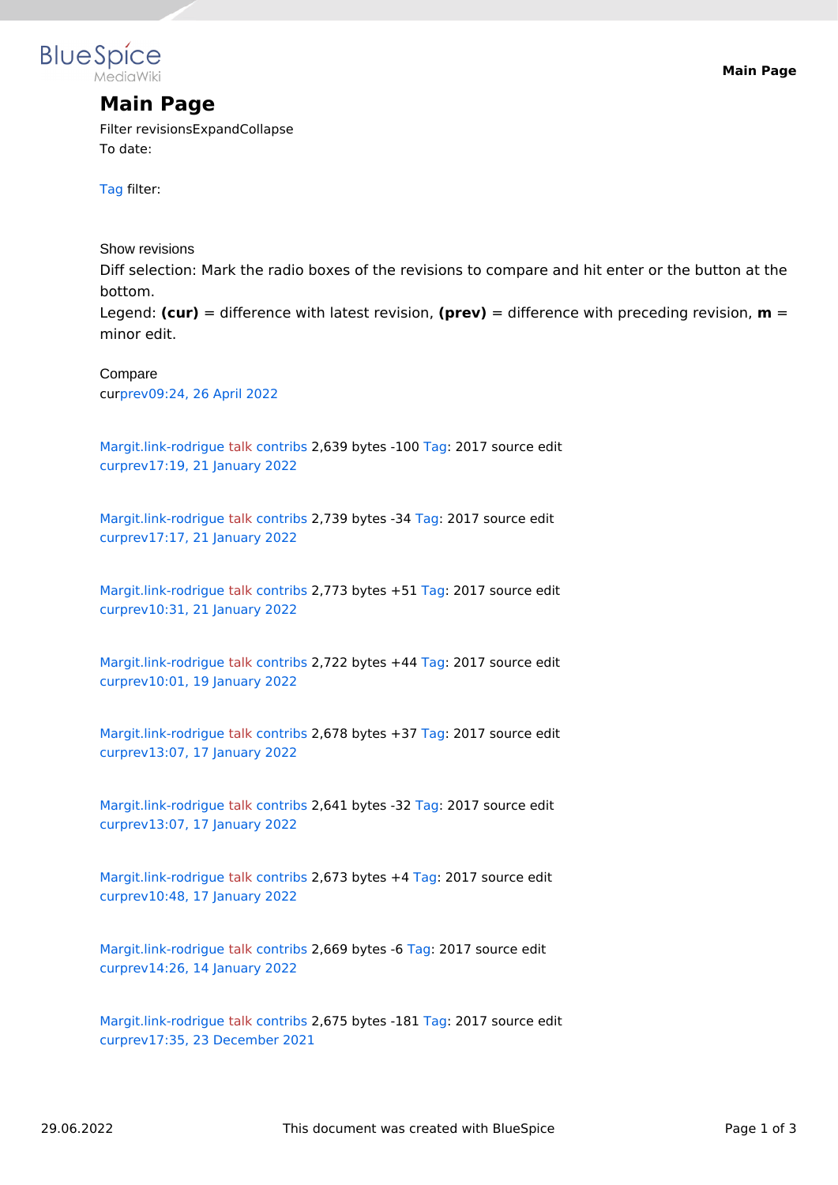# Main Page

Filter revisionsExpandCollapse
To date:

Tag filter:

Show revisions
Diff selection: Mark the radio boxes of the revisions to compare and hit enter or the button at the bottom.
Legend: **(cur)** = difference with latest revision, **(prev)** = difference with preceding revision, **m** = minor edit.

Compare
curprev09:24, 26 April 2022

Margit.link-rodrigue talk contribs 2,639 bytes -100 Tag: 2017 source edit
curprev17:19, 21 January 2022

Margit.link-rodrigue talk contribs 2,739 bytes -34 Tag: 2017 source edit
curprev17:17, 21 January 2022

Margit.link-rodrigue talk contribs 2,773 bytes +51 Tag: 2017 source edit
curprev10:31, 21 January 2022

Margit.link-rodrigue talk contribs 2,722 bytes +44 Tag: 2017 source edit
curprev10:01, 19 January 2022

Margit.link-rodrigue talk contribs 2,678 bytes +37 Tag: 2017 source edit
curprev13:07, 17 January 2022

Margit.link-rodrigue talk contribs 2,641 bytes -32 Tag: 2017 source edit
curprev13:07, 17 January 2022

Margit.link-rodrigue talk contribs 2,673 bytes +4 Tag: 2017 source edit
curprev10:48, 17 January 2022

Margit.link-rodrigue talk contribs 2,669 bytes -6 Tag: 2017 source edit
curprev14:26, 14 January 2022

Margit.link-rodrigue talk contribs 2,675 bytes -181 Tag: 2017 source edit
curprev17:35, 23 December 2021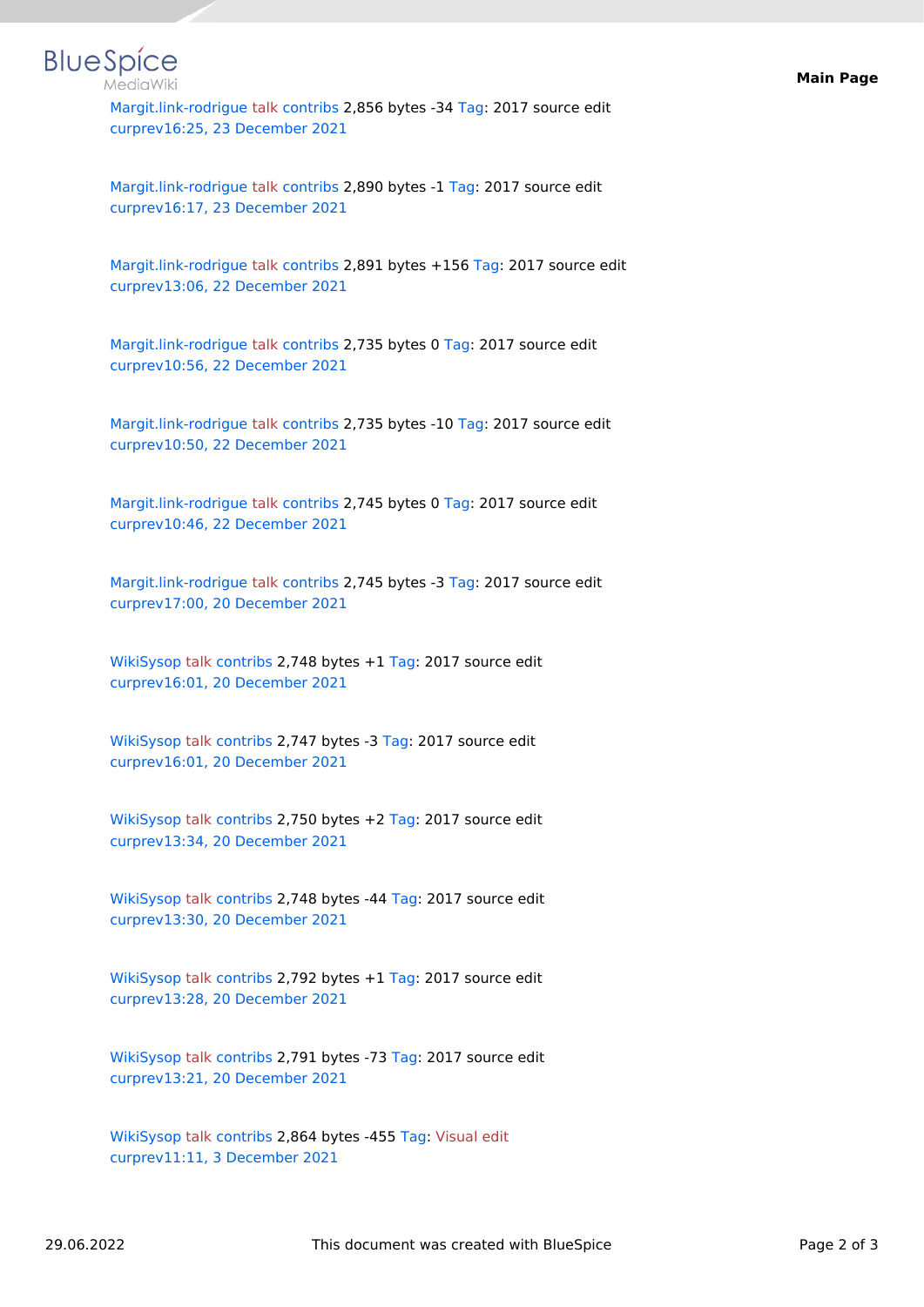Margit.link-rodrigue talk contribs 2,856 bytes -34 Tag: 2017 source edit
curprev16:25, 23 December 2021

Margit.link-rodrigue talk contribs 2,890 bytes -1 Tag: 2017 source edit
curprev16:17, 23 December 2021

Margit.link-rodrigue talk contribs 2,891 bytes +156 Tag: 2017 source edit
curprev13:06, 22 December 2021

Margit.link-rodrigue talk contribs 2,735 bytes 0 Tag: 2017 source edit
curprev10:56, 22 December 2021

Margit.link-rodrigue talk contribs 2,735 bytes -10 Tag: 2017 source edit
curprev10:50, 22 December 2021

Margit.link-rodrigue talk contribs 2,745 bytes 0 Tag: 2017 source edit
curprev10:46, 22 December 2021

Margit.link-rodrigue talk contribs 2,745 bytes -3 Tag: 2017 source edit
curprev17:00, 20 December 2021

WikiSysop talk contribs 2,748 bytes +1 Tag: 2017 source edit
curprev16:01, 20 December 2021

WikiSysop talk contribs 2,747 bytes -3 Tag: 2017 source edit
curprev16:01, 20 December 2021

WikiSysop talk contribs 2,750 bytes +2 Tag: 2017 source edit
curprev13:34, 20 December 2021

WikiSysop talk contribs 2,748 bytes -44 Tag: 2017 source edit
curprev13:30, 20 December 2021

WikiSysop talk contribs 2,792 bytes +1 Tag: 2017 source edit
curprev13:28, 20 December 2021

WikiSysop talk contribs 2,791 bytes -73 Tag: 2017 source edit
curprev13:21, 20 December 2021

WikiSysop talk contribs 2,864 bytes -455 Tag: Visual edit
curprev11:11, 3 December 2021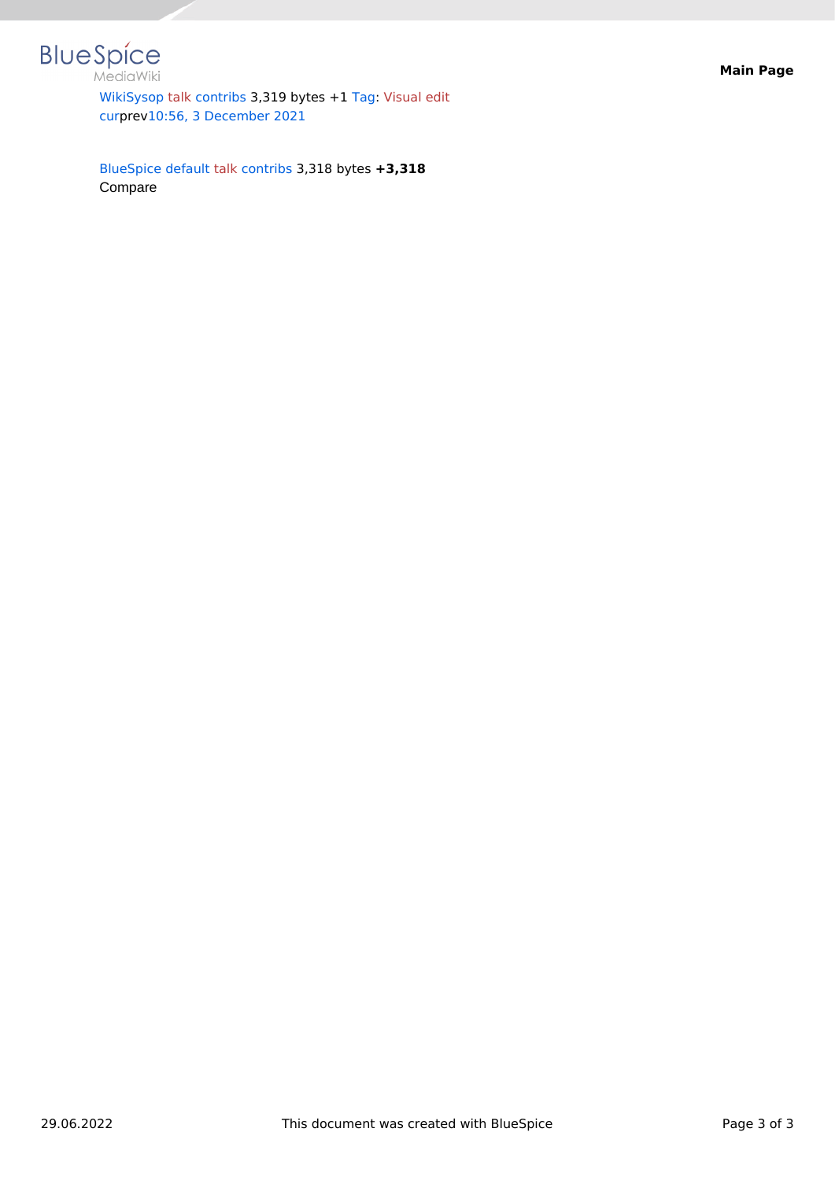WikiSysop talk contribs 3,319 bytes +1 Tag: Visual edit
curprev10:56, 3 December 2021

BlueSpice default talk contribs 3,318 bytes **+3,318**
Compare